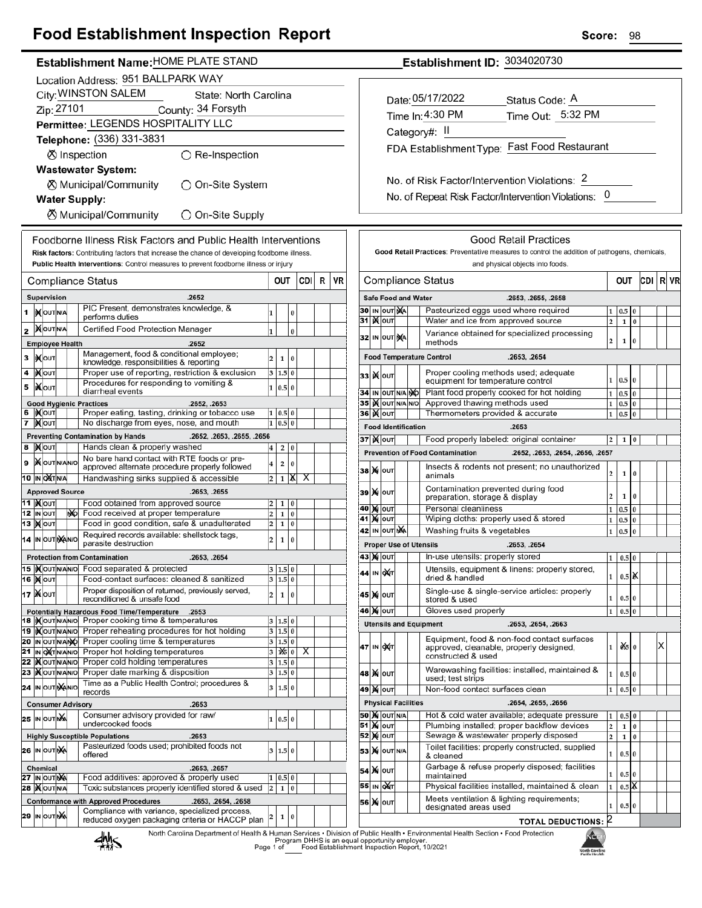# Food Establishment Inspection Report

**Score:** 98

**Establishment Name:** HOME PLATE STAND

**Establishment ID:** 3034020730

Location Address: 951 BALLPARK WAY

City: WINSTON SALEM State: North Carolina

Zip: 27101 County: 34 Forsyth

Permittee: LEGENDS HOSPITALITY LLC

Telephone: (336) 331-3831

☒ Inspection ○ Re-Inspection

**Wastewater System:**

☒ Municipal/Community ○ On-Site System

**Water Supply:**

☒ Municipal/Community ○ On-Site Supply

Date: 05/17/2022 Status Code: A

Time In: 4:30 PM Time Out: 5:32 PM

Category#: II

FDA Establishment Type: Fast Food Restaurant

No. of Risk Factor/Intervention Violations: 2

No. of Repeat Risk Factor/Intervention Violations: 0

## Foodborne Illness Risk Factors and Public Health Interventions

**Risk factors:** Contributing factors that increase the chance of developing foodborne illness.

**Public Health Interventions:** Control measures to prevent foodborne illness or injury

| # | Compliance Status | | OUT | CDI | R | VR |
|---|---|---|---|---|---|---|
| | **Supervision** | .2652 | | | | |
| 1 | IN | PIC Present, demonstrates knowledge, & performs duties | 1 0 | | | |
| 2 | IN | Certified Food Protection Manager | 1 0 | | | |
| | **Employee Health** | .2652 | | | | |
| 3 | IN | Management, food & conditional employee; knowledge, responsibilities & reporting | 2 1 0 | | | |
| 4 | IN | Proper use of reporting, restriction & exclusion | 3 1.5 0 | | | |
| 5 | IN | Procedures for responding to vomiting & diarrheal events | 1 0.5 0 | | | |
| | **Good Hygienic Practices** | .2652, .2653 | | | | |
| 6 | IN | Proper eating, tasting, drinking or tobacco use | 1 0.5 0 | | | |
| 7 | IN | No discharge from eyes, nose, and mouth | 1 0.5 0 | | | |
| | **Preventing Contamination by Hands** | .2652, .2653, .2655, .2656 | | | | |
| 8 | IN | Hands clean & properly washed | 4 2 0 | | | |
| 9 | IN | No bare hand contact with RTE foods or pre-approved alternate procedure properly followed | 4 2 0 | | | |
| 10 | OUT | Handwashing sinks supplied & accessible | 2 1 0 | X | X | |
| | **Approved Source** | .2653, .2655 | | | | |
| 11 | IN | Food obtained from approved source | 2 1 0 | | | |
| 12 | N/O | Food received at proper temperature | 2 1 0 | | | |
| 13 | IN | Food in good condition, safe & unadulterated | 2 1 0 | | | |
| 14 | N/A | Required records available: shellstock tags, parasite destruction | 2 1 0 | | | |
| | **Protection from Contamination** | .2653, .2654 | | | | |
| 15 | IN | Food separated & protected | 3 1.5 0 | | | |
| 16 | IN | Food-contact surfaces: cleaned & sanitized | 3 1.5 0 | | | |
| 17 | IN | Proper disposition of returned, previously served, reconditioned & unsafe food | 2 1 0 | | | |
| | **Potentially Hazardous Food Time/Temperature** | .2653 | | | | |
| 18 | IN | Proper cooking time & temperatures | 3 1.5 0 | | | |
| 19 | IN | Proper reheating procedures for hot holding | 3 1.5 0 | | | |
| 20 | N/O | Proper cooling time & temperatures | 3 1.5 0 | | | |
| 21 | OUT | Proper hot holding temperatures | 3 1.5 0 (1.5 marked) | X | | |
| 22 | IN | Proper cold holding temperatures | 3 1.5 0 | | | |
| 23 | IN | Proper date marking & disposition | 3 1.5 0 | | | |
| 24 | N/A | Time as a Public Health Control; procedures & records | 3 1.5 0 | | | |
| | **Consumer Advisory** | .2653 | | | | |
| 25 | N/A | Consumer advisory provided for raw/ undercooked foods | 1 0.5 0 | | | |
| | **Highly Susceptible Populations** | .2653 | | | | |
| 26 | N/A | Pasteurized foods used; prohibited foods not offered | 3 1.5 0 | | | |
| | **Chemical** | .2653, .2657 | | | | |
| 27 | N/A | Food additives: approved & properly used | 1 0.5 0 | | | |
| 28 | IN | Toxic substances properly identified stored & used | 2 1 0 | | | |
| | **Conformance with Approved Procedures** | .2653, .2654, .2658 | | | | |
| 29 | N/A | Compliance with variance, specialized process, reduced oxygen packaging criteria or HACCP plan | 2 1 0 | | | |

## Good Retail Practices

**Good Retail Practices:** Preventative measures to control the addition of pathogens, chemicals, and physical objects into foods.

| # | Compliance Status | | OUT | CDI | R | VR |
|---|---|---|---|---|---|---|
| | **Safe Food and Water** | .2653, .2655, .2658 | | | | |
| 30 | N/A | Pasteurized eggs used where required | 1 0.5 0 | | | |
| 31 | IN | Water and ice from approved source | 2 1 0 | | | |
| 32 | N/A | Variance obtained for specialized processing methods | 2 1 0 | | | |
| | **Food Temperature Control** | .2653, .2654 | | | | |
| 33 | IN | Proper cooling methods used; adequate equipment for temperature control | 1 0.5 0 | | | |
| 34 | N/O | Plant food properly cooked for hot holding | 1 0.5 0 | | | |
| 35 | IN | Approved thawing methods used | 1 0.5 0 | | | |
| 36 | IN | Thermometers provided & accurate | 1 0.5 0 | | | |
| | **Food Identification** | .2653 | | | | |
| 37 | IN | Food properly labeled: original container | 2 1 0 | | | |
| | **Prevention of Food Contamination** | .2652, .2653, .2654, .2656, .2657 | | | | |
| 38 | IN | Insects & rodents not present; no unauthorized animals | 2 1 0 | | | |
| 39 | IN | Contamination prevented during food preparation, storage & display | 2 1 0 | | | |
| 40 | IN | Personal cleanliness | 1 0.5 0 | | | |
| 41 | IN | Wiping cloths: properly used & stored | 1 0.5 0 | | | |
| 42 | N/A | Washing fruits & vegetables | 1 0.5 0 | | | |
| | **Proper Use of Utensils** | .2653, .2654 | | | | |
| 43 | IN | In-use utensils: properly stored | 1 0.5 0 | | | |
| 44 | OUT | Utensils, equipment & linens: properly stored, dried & handled | 1 0.5 0 (0 marked) | | | |
| 45 | IN | Single-use & single-service articles: properly stored & used | 1 0.5 0 | | | |
| 46 | IN | Gloves used properly | 1 0.5 0 | | | |
| | **Utensils and Equipment** | .2653, .2654, .2663 | | | | |
| 47 | OUT | Equipment, food & non-food contact surfaces approved, cleanable, properly designed, constructed & used | 1 0.5 0 (0.5 marked) | | | X |
| 48 | IN | Warewashing facilities: installed, maintained & used; test strips | 1 0.5 0 | | | |
| 49 | IN | Non-food contact surfaces clean | 1 0.5 0 | | | |
| | **Physical Facilities** | .2654, .2655, .2656 | | | | |
| 50 | IN | Hot & cold water available; adequate pressure | 1 0.5 0 | | | |
| 51 | IN | Plumbing installed; proper backflow devices | 2 1 0 | | | |
| 52 | IN | Sewage & wastewater properly disposed | 2 1 0 | | | |
| 53 | IN | Toilet facilities: properly constructed, supplied & cleaned | 1 0.5 0 | | | |
| 54 | IN | Garbage & refuse properly disposed; facilities maintained | 1 0.5 0 | | | |
| 55 | OUT | Physical facilities installed, maintained & clean | 1 0.5 0 (0 marked) | | | |
| 56 | IN | Meets ventilation & lighting requirements; designated areas used | 1 0.5 0 | | | |
| | | **TOTAL DEDUCTIONS:** | 2 | | | |

North Carolina Department of Health & Human Services • Division of Public Health • Environmental Health Section • Food Protection Program DHHS is an equal opportunity employer. Food Establishment Inspection Report, 10/2021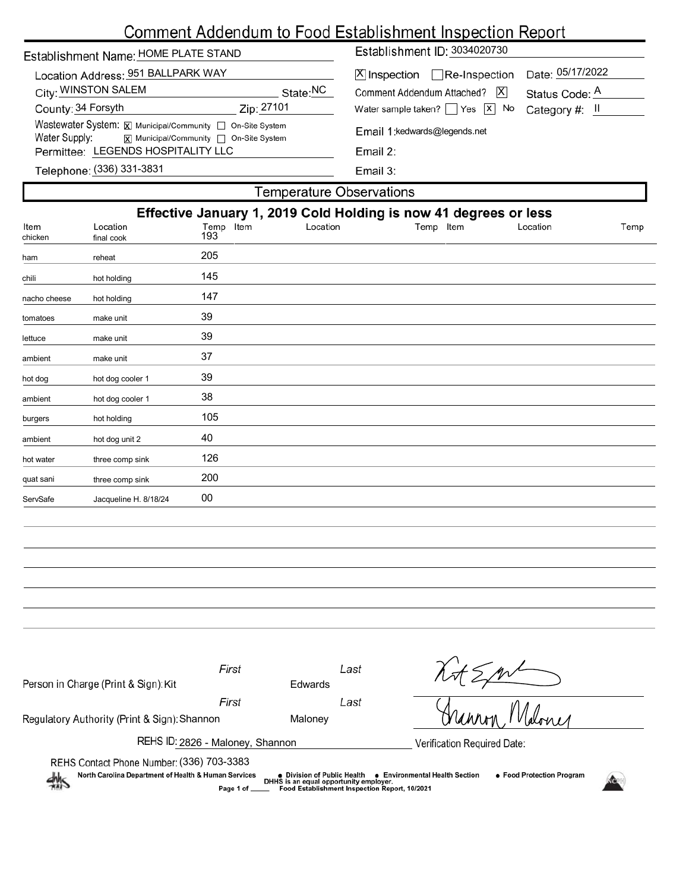# Comment Addendum to Food Establishment Inspection Report

Establishment Name: HOME PLATE STAND

Location Address: 951 BALLPARK WAY

City: WINSTON SALEM State: NC

County: 34 Forsyth Zip: 27101

Wastewater System: [X] Municipal/Community [ ] On-Site System

Water Supply: [X] Municipal/Community [ ] On-Site System

Permittee: LEGENDS HOSPITALITY LLC

Telephone: (336) 331-3831

Establishment ID: 3034020730

[X] Inspection [ ] Re-Inspection Date: 05/17/2022

Comment Addendum Attached? [X] Status Code: A

Water sample taken? [ ] Yes [X] No Category #: II

Email 1: kedwards@legends.net

Email 2:

Email 3:

## Temperature Observations

**Effective January 1, 2019 Cold Holding is now 41 degrees or less**

| Item | Location | Temp | Item | Location | Temp | Item | Location | Temp |
|---|---|---|---|---|---|---|---|---|
| chicken | final cook | 193 | | | | | | |
| ham | reheat | 205 | | | | | | |
| chili | hot holding | 145 | | | | | | |
| nacho cheese | hot holding | 147 | | | | | | |
| tomatoes | make unit | 39 | | | | | | |
| lettuce | make unit | 39 | | | | | | |
| ambient | make unit | 37 | | | | | | |
| hot dog | hot dog cooler 1 | 39 | | | | | | |
| ambient | hot dog cooler 1 | 38 | | | | | | |
| burgers | hot holding | 105 | | | | | | |
| ambient | hot dog unit 2 | 40 | | | | | | |
| hot water | three comp sink | 126 | | | | | | |
| quat sani | three comp sink | 200 | | | | | | |
| ServSafe | Jacqueline H. 8/18/24 | 00 | | | | | | |

Person in Charge (Print & Sign): First Kit Last Edwards

Regulatory Authority (Print & Sign): First Shannon Last Maloney

REHS ID: 2826 - Maloney, Shannon

Verification Required Date:

REHS Contact Phone Number: (336) 703-3383

North Carolina Department of Health & Human Services • Division of Public Health • Environmental Health Section • Food Protection Program

DHHS is an equal opportunity employer.

Food Establishment Inspection Report, 10/2021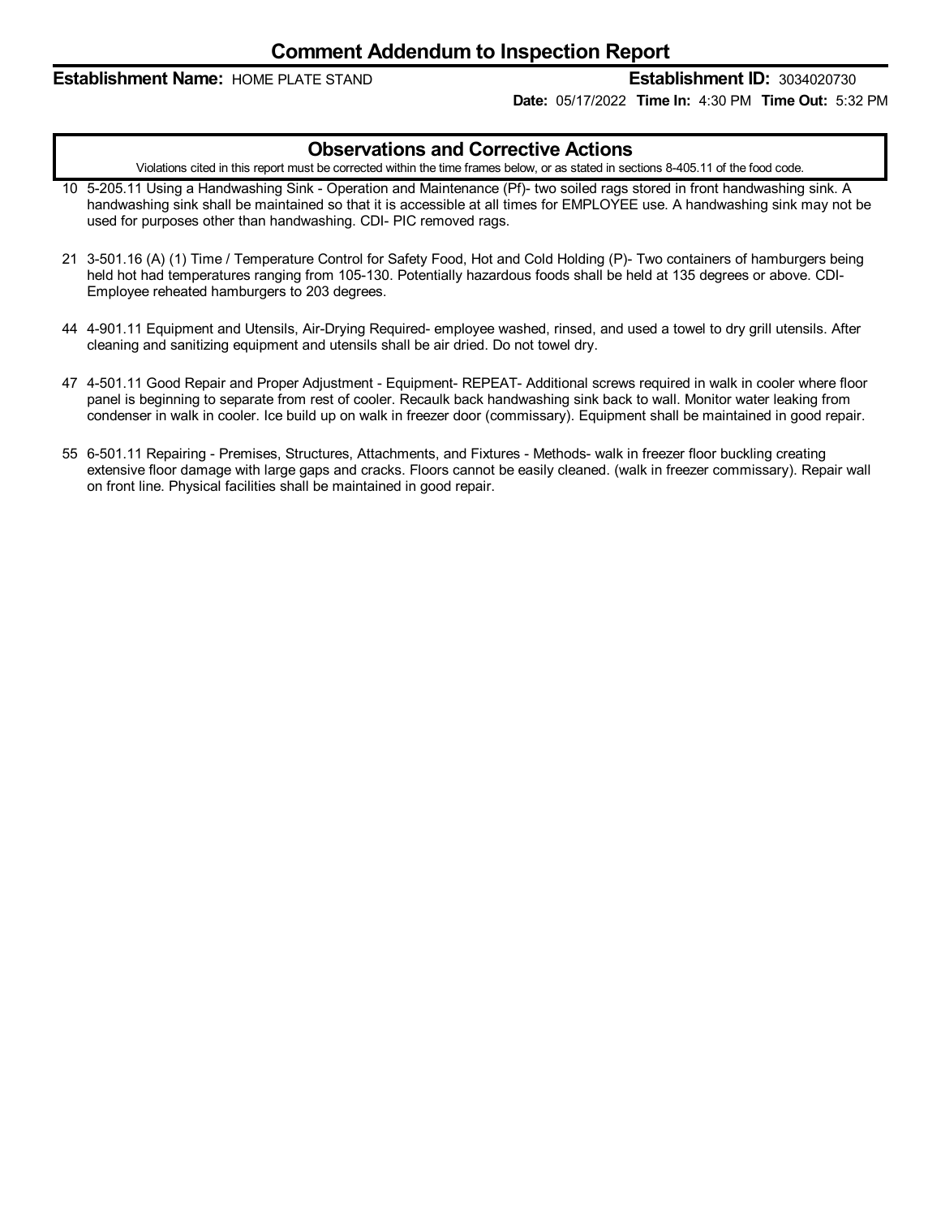# Comment Addendum to Inspection Report

**Establishment Name:** HOME PLATE STAND **Establishment ID:** 3034020730

**Date:** 05/17/2022 **Time In:** 4:30 PM **Time Out:** 5:32 PM

## Observations and Corrective Actions

Violations cited in this report must be corrected within the time frames below, or as stated in sections 8-405.11 of the food code.

10 5-205.11 Using a Handwashing Sink - Operation and Maintenance (Pf)- two soiled rags stored in front handwashing sink. A handwashing sink shall be maintained so that it is accessible at all times for EMPLOYEE use. A handwashing sink may not be used for purposes other than handwashing. CDI- PIC removed rags.

21 3-501.16 (A) (1) Time / Temperature Control for Safety Food, Hot and Cold Holding (P)- Two containers of hamburgers being held hot had temperatures ranging from 105-130. Potentially hazardous foods shall be held at 135 degrees or above. CDI- Employee reheated hamburgers to 203 degrees.

44 4-901.11 Equipment and Utensils, Air-Drying Required- employee washed, rinsed, and used a towel to dry grill utensils. After cleaning and sanitizing equipment and utensils shall be air dried. Do not towel dry.

47 4-501.11 Good Repair and Proper Adjustment - Equipment- REPEAT- Additional screws required in walk in cooler where floor panel is beginning to separate from rest of cooler. Recaulk back handwashing sink back to wall. Monitor water leaking from condenser in walk in cooler. Ice build up on walk in freezer door (commissary). Equipment shall be maintained in good repair.

55 6-501.11 Repairing - Premises, Structures, Attachments, and Fixtures - Methods- walk in freezer floor buckling creating extensive floor damage with large gaps and cracks. Floors cannot be easily cleaned. (walk in freezer commissary). Repair wall on front line. Physical facilities shall be maintained in good repair.